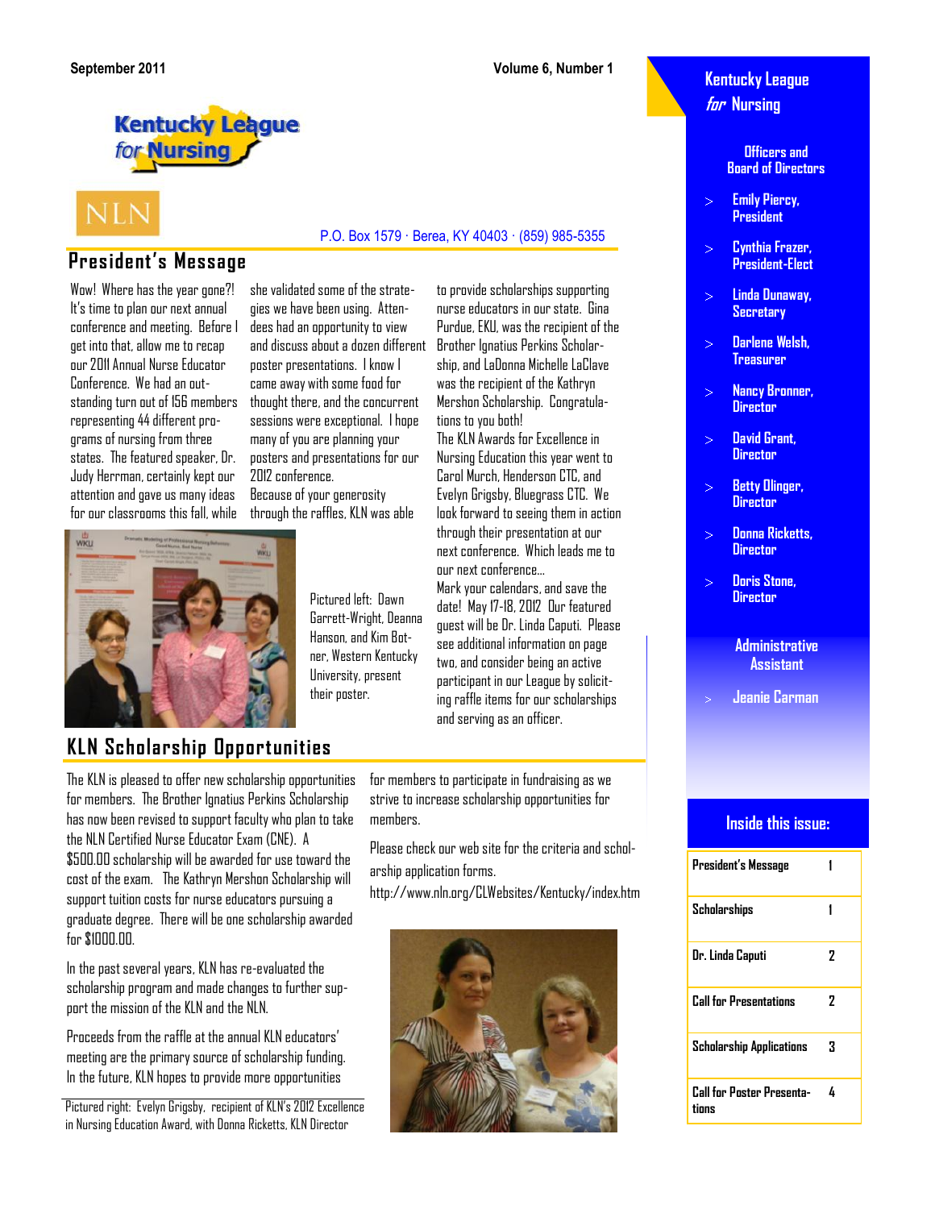September 2011 — Volume 6, Number 1

Kentucky League for Nursing

NLN

P.O. Box 1579 · Berea, KY 40403 · (859) 985-5355

## President's Message

Wow! Where has the year gone?! It's time to plan our next annual conference and meeting. Before I get into that, allow me to recap our 2011 Annual Nurse Educator Conference. We had an outstanding turn out of 156 members representing 44 different programs of nursing from three states. The featured speaker, Dr. Judy Herrman, certainly kept our attention and gave us many ideas for our classrooms this fall, while she validated some of the strategies we have been using. Attendees had an opportunity to view and discuss about a dozen different poster presentations. I know I came away with some food for thought there, and the concurrent sessions were exceptional. I hope many of you are planning your posters and presentations for our 2012 conference.

Because of your generosity through the raffles, KLN was able to provide scholarships supporting nurse educators in our state. Gina Purdue, EKU, was the recipient of the Brother Ignatius Perkins Scholarship, and LaDonna Michelle LaClave was the recipient of the Kathryn Mershon Scholarship. Congratulations to you both!

The KLN Awards for Excellence in Nursing Education this year went to Carol Murch, Henderson CTC, and Evelyn Grigsby, Bluegrass CTC. We look forward to seeing them in action through their presentation at our next conference. Which leads me to our next conference…

Mark your calendars, and save the date! May 17-18, 2012 Our featured guest will be Dr. Linda Caputi. Please see additional information on page two, and consider being an active participant in our League by soliciting raffle items for our scholarships and serving as an officer.

Pictured left: Dawn Garrett-Wright, Deanna Hanson, and Kim Botner, Western Kentucky University, present their poster.

## KLN Scholarship Opportunities

The KLN is pleased to offer new scholarship opportunities for members. The Brother Ignatius Perkins Scholarship has now been revised to support faculty who plan to take the NLN Certified Nurse Educator Exam (CNE). A $500.00 scholarship will be awarded for use toward the cost of the exam. The Kathryn Mershon Scholarship will support tuition costs for nurse educators pursuing a graduate degree. There will be one scholarship awarded for $1000.00.

In the past several years, KLN has re-evaluated the scholarship program and made changes to further support the mission of the KLN and the NLN.

Proceeds from the raffle at the annual KLN educators' meeting are the primary source of scholarship funding. In the future, KLN hopes to provide more opportunities for members to participate in fundraising as we strive to increase scholarship opportunities for members.

Please check our web site for the criteria and scholarship application forms.

http://www.nln.org/CLWebsites/Kentucky/index.htm

Pictured right: Evelyn Grigsby, recipient of KLN's 2012 Excellence in Nursing Education Award, with Donna Ricketts, KLN Director

---

### Kentucky League *for* Nursing

**Officers and Board of Directors**

- Emily Piercy, President
- Cynthia Frazer, President-Elect
- Linda Dunaway, Secretary
- Darlene Welsh, Treasurer
- Nancy Bronner, Director
- David Grant, Director
- Betty Olinger, Director
- Donna Ricketts, Director
- Doris Stone, Director

**Administrative Assistant**

- Jeanie Carman

### Inside this issue:

| | |
|---|---|
| President's Message | 1 |
| Scholarships | 1 |
| Dr. Linda Caputi | 2 |
| Call for Presentations | 2 |
| Scholarship Applications | 3 |
| Call for Poster Presentations | 4 |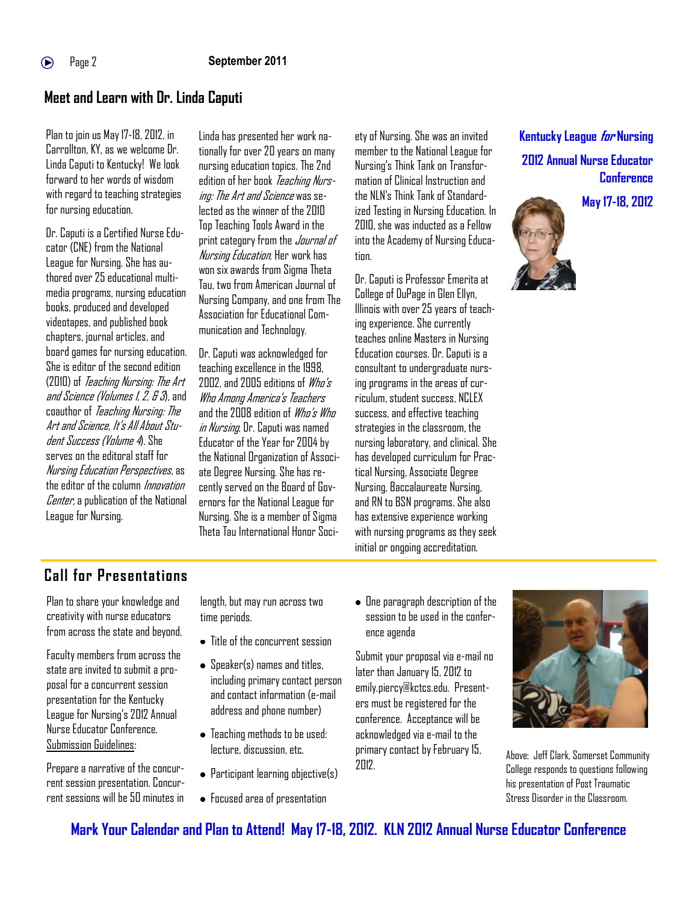## Meet and Learn with Dr. Linda Caputi

Plan to join us May 17-18, 2012, in Carrollton, KY, as we welcome Dr. Linda Caputi to Kentucky! We look forward to her words of wisdom with regard to teaching strategies for nursing education.

Dr. Caputi is a Certified Nurse Educator (CNE) from the National League for Nursing. She has authored over 25 educational multimedia programs, nursing education books, produced and developed videotapes, and published book chapters, journal articles, and board games for nursing education. She is editor of the second edition (2010) of *Teaching Nursing: The Art and Science (Volumes 1, 2, & 3)*, and coauthor of *Teaching Nursing: The Art and Science, It's All About Student Success (Volume 4)*. She serves on the editoral staff for *Nursing Education Perspectives*, as the editor of the column *Innovation Center*, a publication of the National League for Nursing.

Linda has presented her work nationally for over 20 years on many nursing education topics. The 2nd edition of her book *Teaching Nursing: The Art and Science* was selected as the winner of the 2010 Top Teaching Tools Award in the print category from the *Journal of Nursing Education*. Her work has won six awards from Sigma Theta Tau, two from American Journal of Nursing Company, and one from The Association for Educational Communication and Technology.

Dr. Caputi was acknowledged for teaching excellence in the 1998, 2002, and 2005 editions of *Who's Who Among America's Teachers* and the 2008 edition of *Who's Who in Nursing*. Dr. Caputi was named Educator of the Year for 2004 by the National Organization of Associate Degree Nursing. She has recently served on the Board of Governors for the National League for Nursing. She is a member of Sigma Theta Tau International Honor Society of Nursing. She was an invited member to the National League for Nursing's Think Tank on Transformation of Clinical Instruction and the NLN's Think Tank of Standardized Testing in Nursing Education. In 2010, she was inducted as a Fellow into the Academy of Nursing Education.

Dr. Caputi is Professor Emerita at College of DuPage in Glen Ellyn, Illinois with over 25 years of teaching experience. She currently teaches online Masters in Nursing Education courses. Dr. Caputi is a consultant to undergraduate nursing programs in the areas of curriculum, student success, NCLEX success, and effective teaching strategies in the classroom, the nursing laboratory, and clinical. She has developed curriculum for Practical Nursing, Associate Degree Nursing, Baccalaureate Nursing, and RN to BSN programs. She also has extensive experience working with nursing programs as they seek initial or ongoing accreditation.

**Kentucky League *for* Nursing 2012 Annual Nurse Educator Conference**

**May 17-18, 2012**

## Call for Presentations

Plan to share your knowledge and creativity with nurse educators from across the state and beyond.

Faculty members from across the state are invited to submit a proposal for a concurrent session presentation for the Kentucky League for Nursing's 2012 Annual Nurse Educator Conference. Submission Guidelines:

Prepare a narrative of the concurrent session presentation. Concurrent sessions will be 50 minutes in length, but may run across two time periods.

- Title of the concurrent session
- Speaker(s) names and titles, including primary contact person and contact information (e-mail address and phone number)
- Teaching methods to be used: lecture, discussion, etc.
- Participant learning objective(s)
- Focused area of presentation
- One paragraph description of the session to be used in the conference agenda

Submit your proposal via e-mail no later than January 15, 2012 to emily.piercy@kctcs.edu. Presenters must be registered for the conference. Acceptance will be acknowledged via e-mail to the primary contact by February 15, 2012.

Above: Jeff Clark, Somerset Community College responds to questions following his presentation of Post Traumatic Stress Disorder in the Classroom.

**Mark Your Calendar and Plan to Attend! May 17-18, 2012. KLN 2012 Annual Nurse Educator Conference**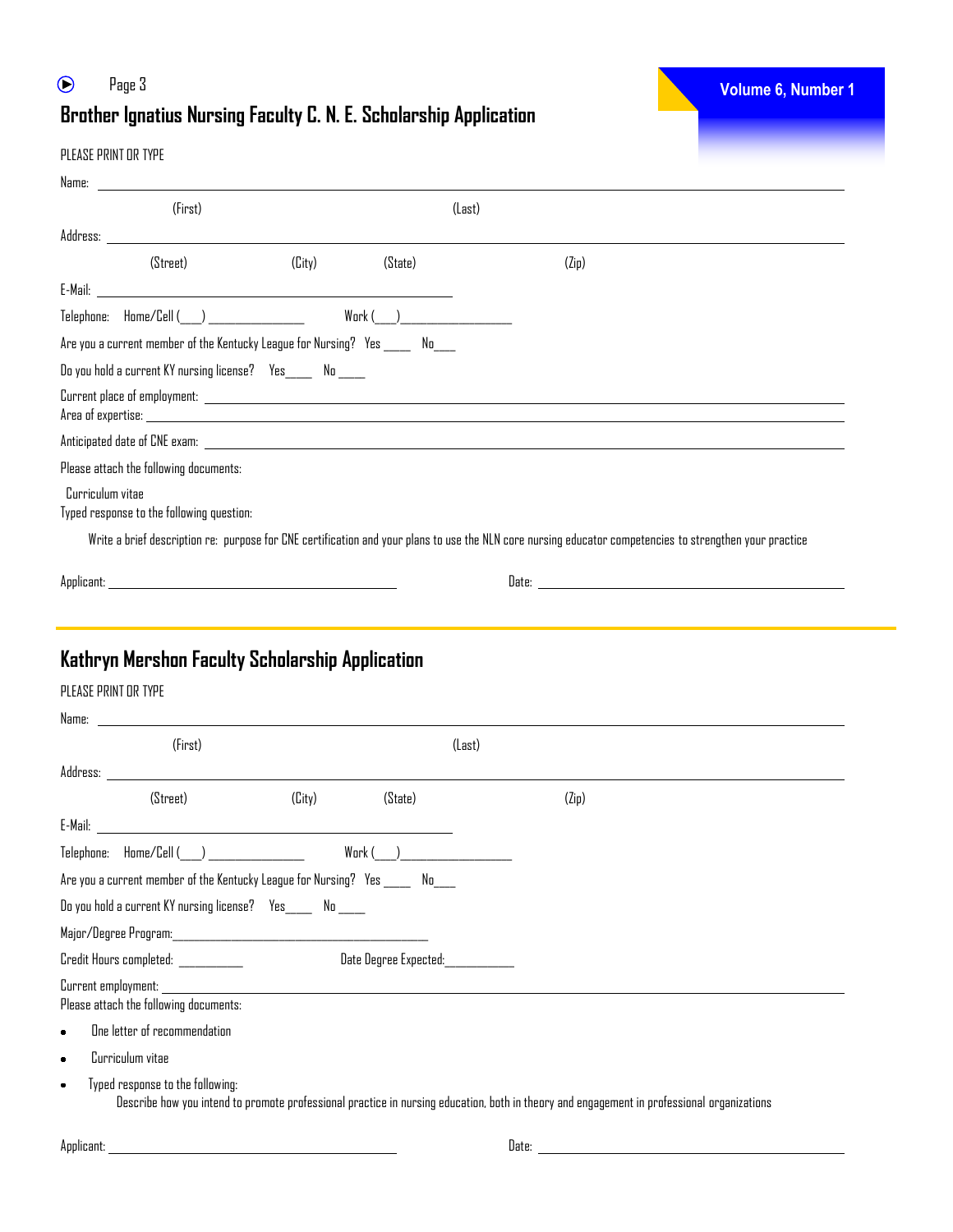## Brother Ignatius Nursing Faculty C. N. E. Scholarship Application

PLEASE PRINT OR TYPE

Name: ________________________________________________________________

(First) (Last)

Address: ________________________________________________________________

(Street) (City) (State) (Zip)

E-Mail: ______________________________________

Telephone: Home/Cell (___) _______________ Work (___)_________________

Are you a current member of the Kentucky League for Nursing? Yes _____ No____

Do you hold a current KY nursing license? Yes____ No _____

Current place of employment: ________________________________________________

Area of expertise: ________________________________________________

Anticipated date of CNE exam: ________________________________________________

Please attach the following documents:

Curriculum vitae

Typed response to the following question:

Write a brief description re: purpose for CNE certification and your plans to use the NLN core nursing educator competencies to strengthen your practice

Applicant: ______________________________ Date: ______________________________

---

## Kathryn Mershon Faculty Scholarship Application

PLEASE PRINT OR TYPE

Name: ________________________________________________________________

(First) (Last)

Address: ________________________________________________________________

(Street) (City) (State) (Zip)

E-Mail: ______________________________________

Telephone: Home/Cell (___) _______________ Work (___)_________________

Are you a current member of the Kentucky League for Nursing? Yes _____ No____

Do you hold a current KY nursing license? Yes____ No _____

Major/Degree Program:____________________________________________

Credit Hours completed: __________ Date Degree Expected:___________

Current employment: ________________________________________________

Please attach the following documents:

- One letter of recommendation
- Curriculum vitae
- Typed response to the following:

  Describe how you intend to promote professional practice in nursing education, both in theory and engagement in professional organizations

Applicant: ______________________________ Date: ______________________________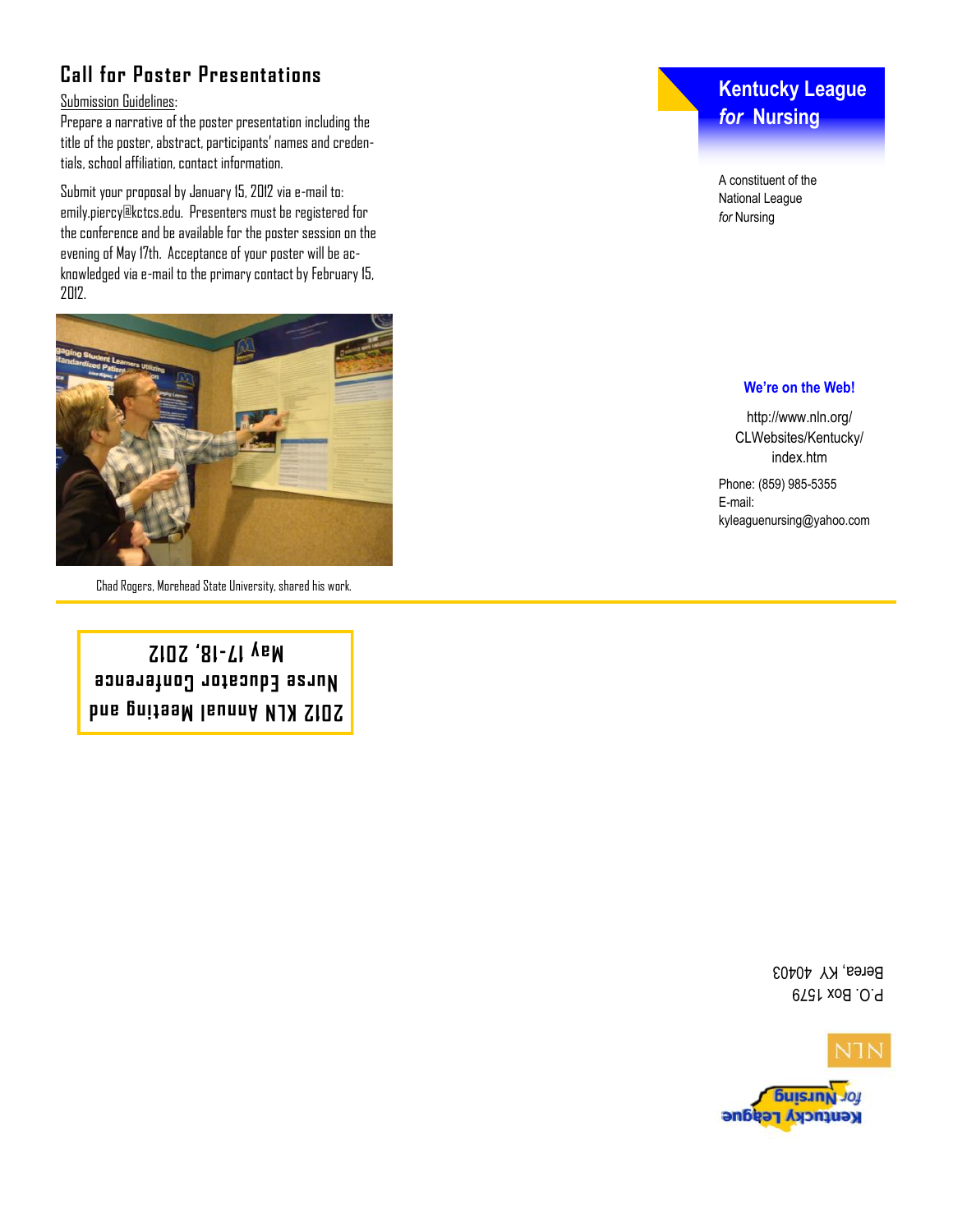## Call for Poster Presentations

Submission Guidelines:

Prepare a narrative of the poster presentation including the title of the poster, abstract, participants' names and credentials, school affiliation, contact information.

Submit your proposal by January 15, 2012 via e-mail to: emily.piercy@kctcs.edu. Presenters must be registered for the conference and be available for the poster session on the evening of May 17th. Acceptance of your poster will be acknowledged via e-mail to the primary contact by February 15, 2012.

Chad Rogers, Morehead State University, shared his work.

## Kentucky League *for* Nursing

A constituent of the National League *for* Nursing

**We're on the Web!**

http://www.nln.org/CLWebsites/Kentucky/index.htm

Phone: (859) 985-5355

E-mail: kyleaguenursing@yahoo.com

**2012 KLN Annual Meeting and Nurse Educator Conference**
**May 17-18, 2012**

P.O. Box 1579
Berea, KY 40403

NLN

Kentucky League *for* Nursing